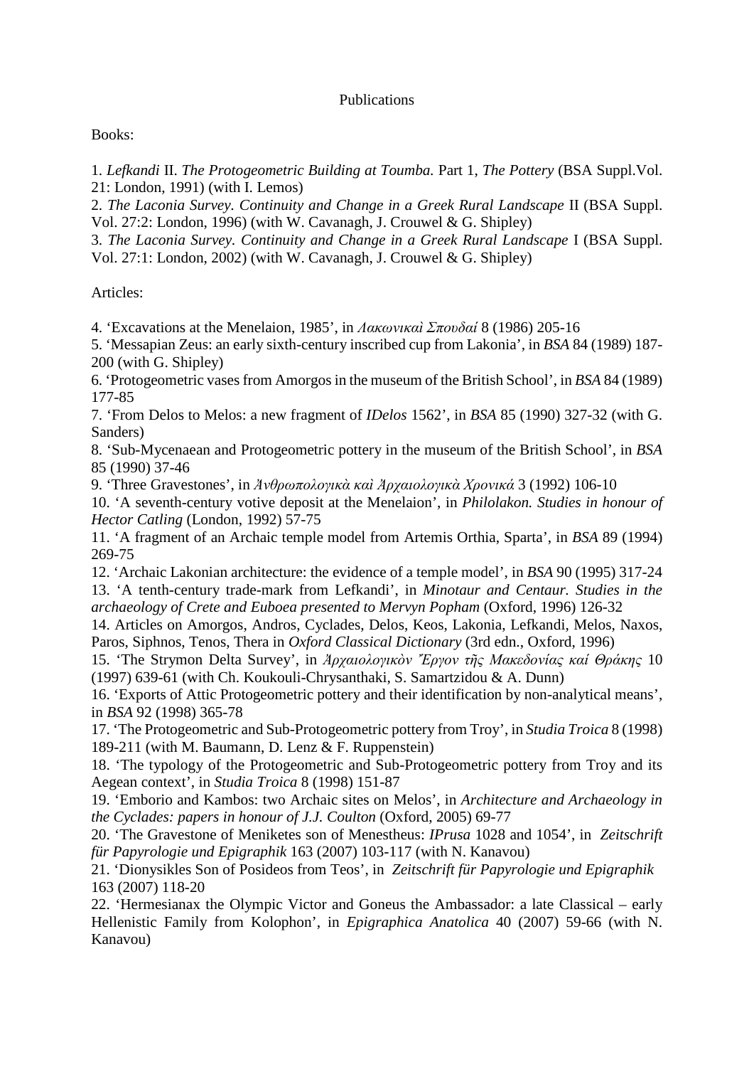# Publications

Books:

1. *Lefkandi* II. *The Protogeometric Building at Toumba.* Part 1, *The Pottery* (BSA Suppl.Vol. 21: London, 1991) (with I. Lemos)
2. *The Laconia Survey. Continuity and Change in a Greek Rural Landscape* II (BSA Suppl. Vol. 27:2: London, 1996) (with W. Cavanagh, J. Crouwel & G. Shipley)
3. *The Laconia Survey. Continuity and Change in a Greek Rural Landscape* I (BSA Suppl. Vol. 27:1: London, 2002) (with W. Cavanagh, J. Crouwel & G. Shipley)

Articles:

4. 'Excavations at the Menelaion, 1985', in *Λακωνικαὶ Σπουδαί* 8 (1986) 205-16
5. 'Messapian Zeus: an early sixth-century inscribed cup from Lakonia', in *BSA* 84 (1989) 187-200 (with G. Shipley)
6. 'Protogeometric vases from Amorgos in the museum of the British School', in *BSA* 84 (1989) 177-85
7. 'From Delos to Melos: a new fragment of *IDelos* 1562', in *BSA* 85 (1990) 327-32 (with G. Sanders)
8. 'Sub-Mycenaean and Protogeometric pottery in the museum of the British School', in *BSA* 85 (1990) 37-46
9. 'Three Gravestones', in *Ἀνθρωπολογικὰ καὶ Ἀρχαιολογικὰ Χρονικά* 3 (1992) 106-10
10. 'A seventh-century votive deposit at the Menelaion', in *Philolakon. Studies in honour of Hector Catling* (London, 1992) 57-75
11. 'A fragment of an Archaic temple model from Artemis Orthia, Sparta', in *BSA* 89 (1994) 269-75
12. 'Archaic Lakonian architecture: the evidence of a temple model', in *BSA* 90 (1995) 317-24
13. 'A tenth-century trade-mark from Lefkandi', in *Minotaur and Centaur. Studies in the archaeology of Crete and Euboea presented to Mervyn Popham* (Oxford, 1996) 126-32
14. Articles on Amorgos, Andros, Cyclades, Delos, Keos, Lakonia, Lefkandi, Melos, Naxos, Paros, Siphnos, Tenos, Thera in *Oxford Classical Dictionary* (3rd edn., Oxford, 1996)
15. 'The Strymon Delta Survey', in *Ἀρχαιολογικὸν Ἔργον τῆς Μακεδονίας καί Θράκης* 10 (1997) 639-61 (with Ch. Koukouli-Chrysanthaki, S. Samartzidou & A. Dunn)
16. 'Exports of Attic Protogeometric pottery and their identification by non-analytical means', in *BSA* 92 (1998) 365-78
17. 'The Protogeometric and Sub-Protogeometric pottery from Troy', in *Studia Troica* 8 (1998) 189-211 (with M. Baumann, D. Lenz & F. Ruppenstein)
18. 'The typology of the Protogeometric and Sub-Protogeometric pottery from Troy and its Aegean context', in *Studia Troica* 8 (1998) 151-87
19. 'Emborio and Kambos: two Archaic sites on Melos', in *Architecture and Archaeology in the Cyclades: papers in honour of J.J. Coulton* (Oxford, 2005) 69-77
20. 'The Gravestone of Meniketes son of Menestheus: *IPrusa* 1028 and 1054', in *Zeitschrift für Papyrologie und Epigraphik* 163 (2007) 103-117 (with N. Kanavou)
21. 'Dionysikles Son of Posideos from Teos', in *Zeitschrift für Papyrologie und Epigraphik* 163 (2007) 118-20
22. 'Hermesianax the Olympic Victor and Goneus the Ambassador: a late Classical – early Hellenistic Family from Kolophon', in *Epigraphica Anatolica* 40 (2007) 59-66 (with N. Kanavou)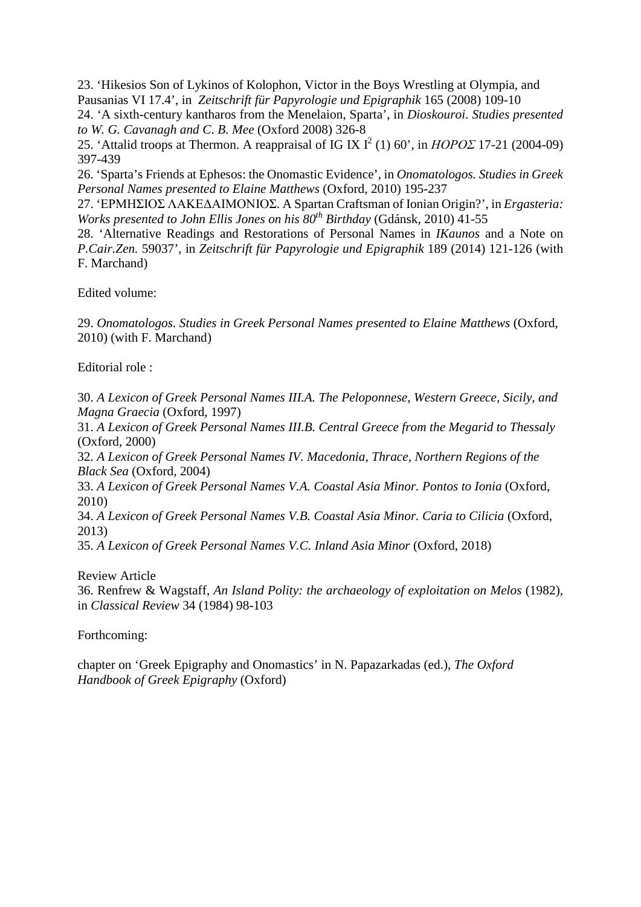23. ‘Hikesios Son of Lykinos of Kolophon, Victor in the Boys Wrestling at Olympia, and Pausanias VI 17.4’, in *Zeitschrift für Papyrologie und Epigraphik* 165 (2008) 109-10

24. ‘A sixth-century kantharos from the Menelaion, Sparta’, in *Dioskouroi. Studies presented to W. G. Cavanagh and C. B. Mee* (Oxford 2008) 326-8

25. ‘Attalid troops at Thermon. A reappraisal of IG IX $I^2$ (1) 60’, in *ΗΟΡΟΣ* 17-21 (2004-09) 397-439

26. ‘Sparta’s Friends at Ephesos: the Onomastic Evidence’, in *Onomatologos. Studies in Greek Personal Names presented to Elaine Matthews* (Oxford, 2010) 195-237

27. ‘ΕΡΜΗΣΙΟΣ ΛΑΚΕΔΑΙΜΟΝΙΟΣ. A Spartan Craftsman of Ionian Origin?’, in *Ergasteria: Works presented to John Ellis Jones on his 80th Birthday* (Gdánsk, 2010) 41-55

28. ‘Alternative Readings and Restorations of Personal Names in *IKaunos* and a Note on *P.Cair.Zen.* 59037’, in *Zeitschrift für Papyrologie und Epigraphik* 189 (2014) 121-126 (with F. Marchand)

Edited volume:

29. *Onomatologos. Studies in Greek Personal Names presented to Elaine Matthews* (Oxford, 2010) (with F. Marchand)

Editorial role :

30. *A Lexicon of Greek Personal Names III.A. The Peloponnese, Western Greece, Sicily, and Magna Graecia* (Oxford, 1997)

31. *A Lexicon of Greek Personal Names III.B. Central Greece from the Megarid to Thessaly* (Oxford, 2000)

32. *A Lexicon of Greek Personal Names IV. Macedonia, Thrace, Northern Regions of the Black Sea* (Oxford, 2004)

33. *A Lexicon of Greek Personal Names V.A. Coastal Asia Minor. Pontos to Ionia* (Oxford, 2010)

34. *A Lexicon of Greek Personal Names V.B. Coastal Asia Minor. Caria to Cilicia* (Oxford, 2013)

35. *A Lexicon of Greek Personal Names V.C. Inland Asia Minor* (Oxford, 2018)

Review Article

36. Renfrew & Wagstaff, *An Island Polity: the archaeology of exploitation on Melos* (1982), in *Classical Review* 34 (1984) 98-103

Forthcoming:

chapter on ‘Greek Epigraphy and Onomastics’ in N. Papazarkadas (ed.), *The Oxford Handbook of Greek Epigraphy* (Oxford)